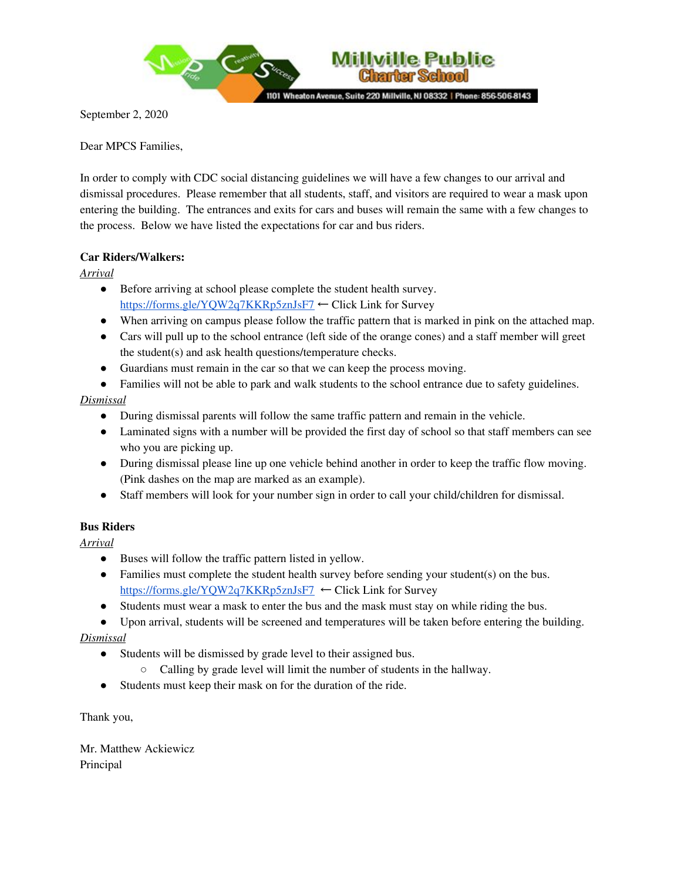Millville Public Charter School

1101 Wheaton Avenue, Suite 220 Millville, NJ 08332 | Phone: 856-506-8143

September 2, 2020

Dear MPCS Families,

In order to comply with CDC social distancing guidelines we will have a few changes to our arrival and dismissal procedures. Please remember that all students, staff, and visitors are required to wear a mask upon entering the building. The entrances and exits for cars and buses will remain the same with a few changes to the process. Below we have listed the expectations for car and bus riders.

**Car Riders/Walkers:**

*Arrival*

- Before arriving at school please complete the student health survey. https://forms.gle/YQW2q7KKRp5znJsF7 ← Click Link for Survey
- When arriving on campus please follow the traffic pattern that is marked in pink on the attached map.
- Cars will pull up to the school entrance (left side of the orange cones) and a staff member will greet the student(s) and ask health questions/temperature checks.
- Guardians must remain in the car so that we can keep the process moving.
- Families will not be able to park and walk students to the school entrance due to safety guidelines.

*Dismissal*

- During dismissal parents will follow the same traffic pattern and remain in the vehicle.
- Laminated signs with a number will be provided the first day of school so that staff members can see who you are picking up.
- During dismissal please line up one vehicle behind another in order to keep the traffic flow moving. (Pink dashes on the map are marked as an example).
- Staff members will look for your number sign in order to call your child/children for dismissal.

**Bus Riders**

*Arrival*

- Buses will follow the traffic pattern listed in yellow.
- Families must complete the student health survey before sending your student(s) on the bus. https://forms.gle/YQW2q7KKRp5znJsF7 ← Click Link for Survey
- Students must wear a mask to enter the bus and the mask must stay on while riding the bus.
- Upon arrival, students will be screened and temperatures will be taken before entering the building.

*Dismissal*

- Students will be dismissed by grade level to their assigned bus.
  - Calling by grade level will limit the number of students in the hallway.
- Students must keep their mask on for the duration of the ride.

Thank you,

Mr. Matthew Ackiewicz
Principal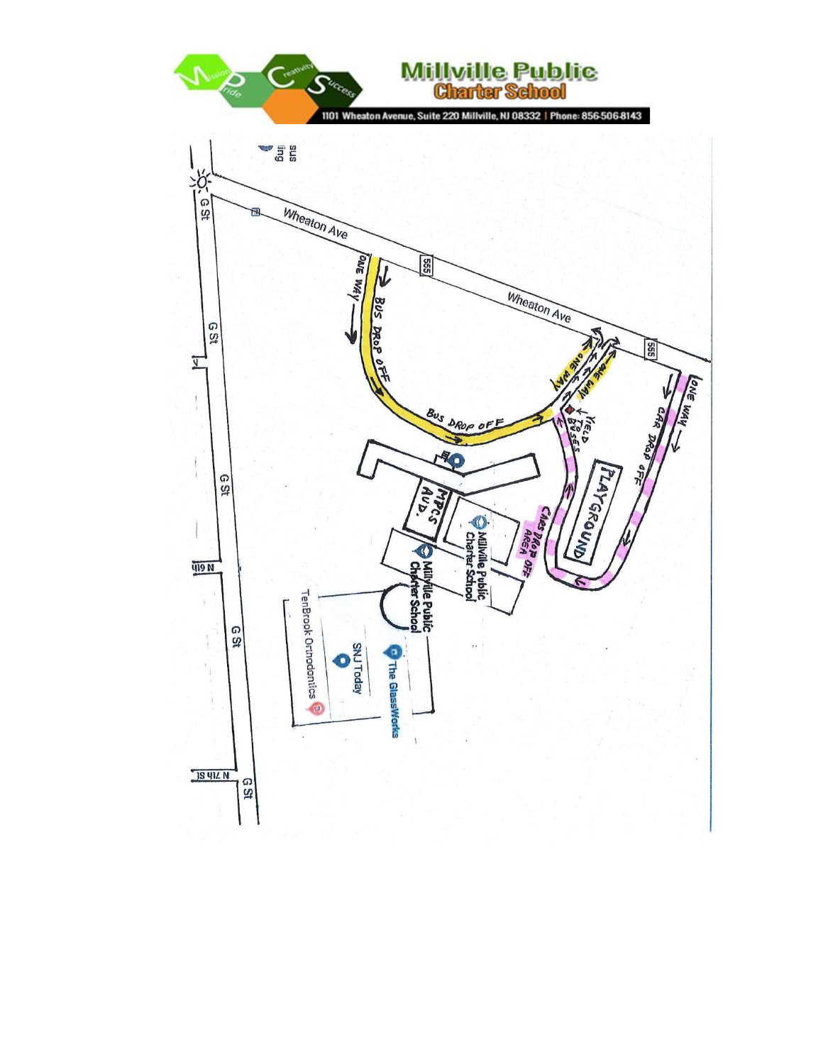# Millville Public Charter School

1101 Wheaton Avenue, Suite 220 Millville, NJ 08332 | Phone: 856-506-8143

Wheaton Ave

555

Wheaton Ave

555

G St

G St

G St

G St

G St

N 6th

N 7th St

ONE WAY

BUS DROP OFF

BUS DROP OFF

ONE WAY

ONE WAY

YIELD TO BUSES

ONE WAY

CAR DROP OFF

PLAYGROUND

CARS DROP OFF AREA

MPCS AUD.

Millville Public Charter School

Millville Public Charter School

The GlassWorks

SNJ Today

TenBrook Orthodontics